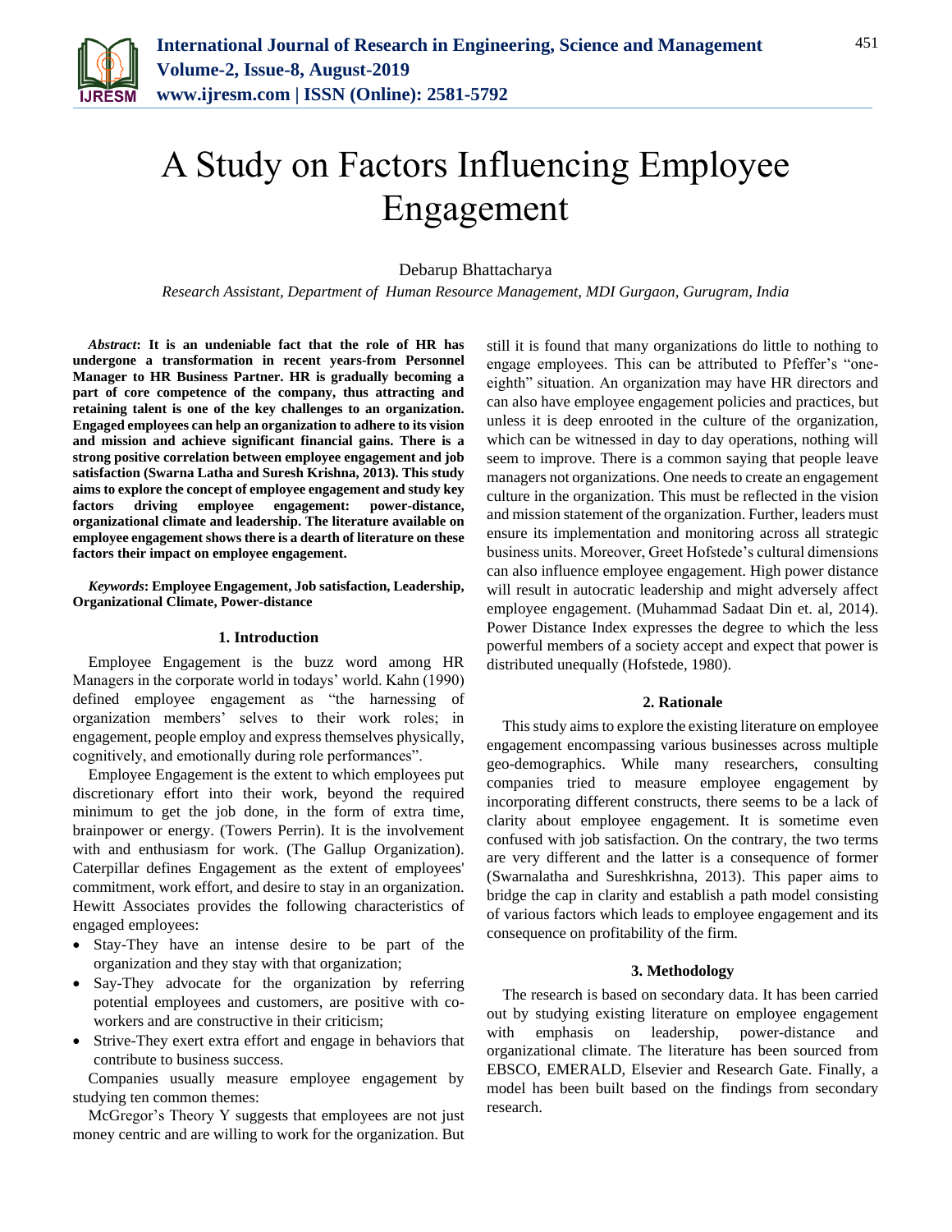# A Study on Factors Influencing Employee Engagement

Debarup Bhattacharya

*Research Assistant, Department of Human Resource Management, MDI Gurgaon, Gurugram, India*

***Abstract*: It is an undeniable fact that the role of HR has undergone a transformation in recent years-from Personnel Manager to HR Business Partner. HR is gradually becoming a part of core competence of the company, thus attracting and retaining talent is one of the key challenges to an organization. Engaged employees can help an organization to adhere to its vision and mission and achieve significant financial gains. There is a strong positive correlation between employee engagement and job satisfaction (Swarna Latha and Suresh Krishna, 2013). This study aims to explore the concept of employee engagement and study key factors driving employee engagement: power-distance, organizational climate and leadership. The literature available on employee engagement shows there is a dearth of literature on these factors their impact on employee engagement.**

***Keywords*: Employee Engagement, Job satisfaction, Leadership, Organizational Climate, Power-distance**

## 1. Introduction

Employee Engagement is the buzz word among HR Managers in the corporate world in todays' world. Kahn (1990) defined employee engagement as "the harnessing of organization members' selves to their work roles; in engagement, people employ and express themselves physically, cognitively, and emotionally during role performances".

Employee Engagement is the extent to which employees put discretionary effort into their work, beyond the required minimum to get the job done, in the form of extra time, brainpower or energy. (Towers Perrin). It is the involvement with and enthusiasm for work. (The Gallup Organization). Caterpillar defines Engagement as the extent of employees' commitment, work effort, and desire to stay in an organization. Hewitt Associates provides the following characteristics of engaged employees:

- Stay-They have an intense desire to be part of the organization and they stay with that organization;
- Say-They advocate for the organization by referring potential employees and customers, are positive with co-workers and are constructive in their criticism;
- Strive-They exert extra effort and engage in behaviors that contribute to business success.

Companies usually measure employee engagement by studying ten common themes:

McGregor's Theory Y suggests that employees are not just money centric and are willing to work for the organization. But still it is found that many organizations do little to nothing to engage employees. This can be attributed to Pfeffer's "one-eighth" situation. An organization may have HR directors and can also have employee engagement policies and practices, but unless it is deep enrooted in the culture of the organization, which can be witnessed in day to day operations, nothing will seem to improve. There is a common saying that people leave managers not organizations. One needs to create an engagement culture in the organization. This must be reflected in the vision and mission statement of the organization. Further, leaders must ensure its implementation and monitoring across all strategic business units. Moreover, Greet Hofstede's cultural dimensions can also influence employee engagement. High power distance will result in autocratic leadership and might adversely affect employee engagement. (Muhammad Sadaat Din et. al, 2014). Power Distance Index expresses the degree to which the less powerful members of a society accept and expect that power is distributed unequally (Hofstede, 1980).

## 2. Rationale

This study aims to explore the existing literature on employee engagement encompassing various businesses across multiple geo-demographics. While many researchers, consulting companies tried to measure employee engagement by incorporating different constructs, there seems to be a lack of clarity about employee engagement. It is sometime even confused with job satisfaction. On the contrary, the two terms are very different and the latter is a consequence of former (Swarnalatha and Sureshkrishna, 2013). This paper aims to bridge the cap in clarity and establish a path model consisting of various factors which leads to employee engagement and its consequence on profitability of the firm.

## 3. Methodology

The research is based on secondary data. It has been carried out by studying existing literature on employee engagement with emphasis on leadership, power-distance and organizational climate. The literature has been sourced from EBSCO, EMERALD, Elsevier and Research Gate. Finally, a model has been built based on the findings from secondary research.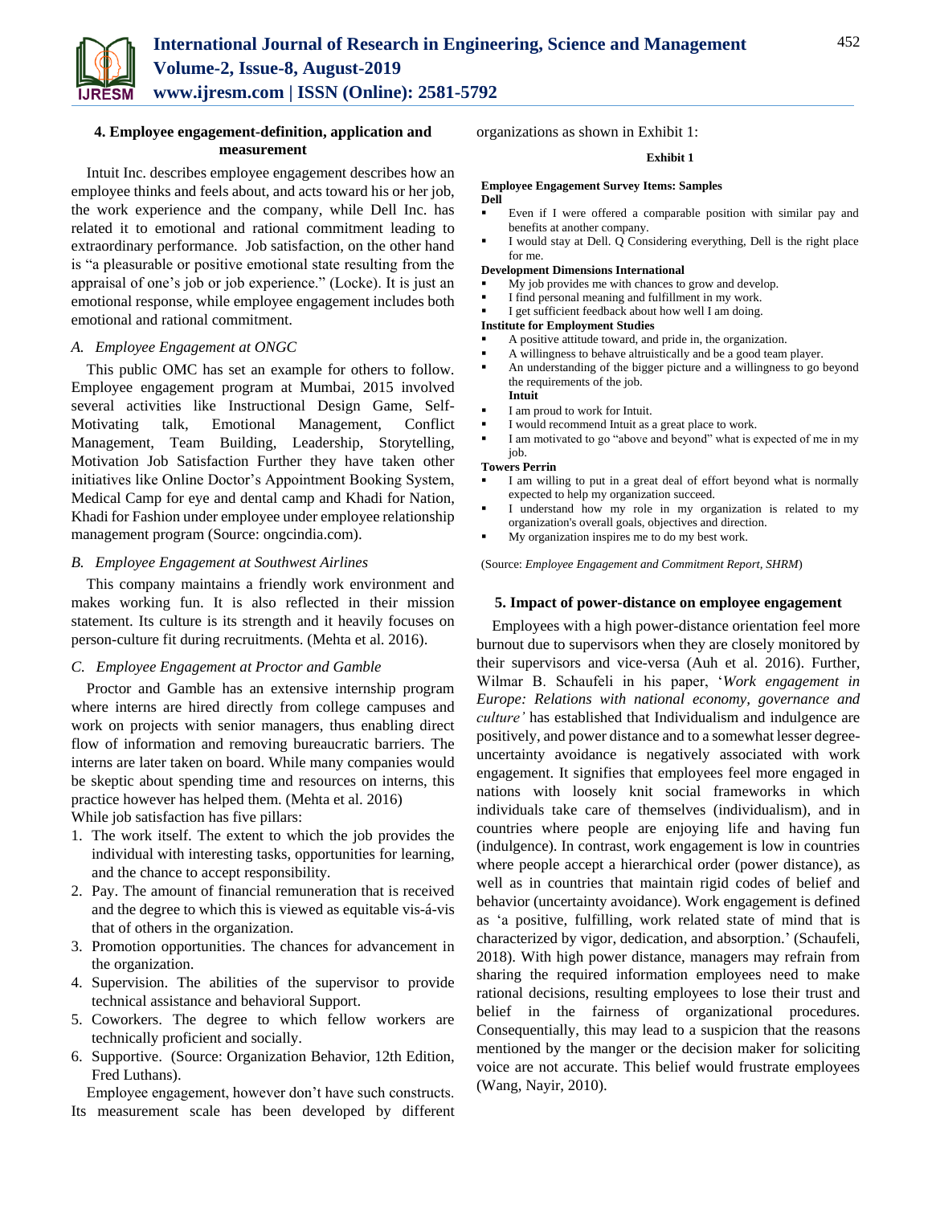### 4. Employee engagement-definition, application and measurement

Intuit Inc. describes employee engagement describes how an employee thinks and feels about, and acts toward his or her job, the work experience and the company, while Dell Inc. has related it to emotional and rational commitment leading to extraordinary performance. Job satisfaction, on the other hand is "a pleasurable or positive emotional state resulting from the appraisal of one's job or job experience." (Locke). It is just an emotional response, while employee engagement includes both emotional and rational commitment.

#### *A. Employee Engagement at ONGC*

This public OMC has set an example for others to follow. Employee engagement program at Mumbai, 2015 involved several activities like Instructional Design Game, Self-Motivating talk, Emotional Management, Conflict Management, Team Building, Leadership, Storytelling, Motivation Job Satisfaction Further they have taken other initiatives like Online Doctor's Appointment Booking System, Medical Camp for eye and dental camp and Khadi for Nation, Khadi for Fashion under employee under employee relationship management program (Source: ongcindia.com).

#### *B. Employee Engagement at Southwest Airlines*

This company maintains a friendly work environment and makes working fun. It is also reflected in their mission statement. Its culture is its strength and it heavily focuses on person-culture fit during recruitments. (Mehta et al. 2016).

#### *C. Employee Engagement at Proctor and Gamble*

Proctor and Gamble has an extensive internship program where interns are hired directly from college campuses and work on projects with senior managers, thus enabling direct flow of information and removing bureaucratic barriers. The interns are later taken on board. While many companies would be skeptic about spending time and resources on interns, this practice however has helped them. (Mehta et al. 2016)

While job satisfaction has five pillars:

1. The work itself. The extent to which the job provides the individual with interesting tasks, opportunities for learning, and the chance to accept responsibility.
2. Pay. The amount of financial remuneration that is received and the degree to which this is viewed as equitable vis-á-vis that of others in the organization.
3. Promotion opportunities. The chances for advancement in the organization.
4. Supervision. The abilities of the supervisor to provide technical assistance and behavioral Support.
5. Coworkers. The degree to which fellow workers are technically proficient and socially.
6. Supportive. (Source: Organization Behavior, 12th Edition, Fred Luthans).

Employee engagement, however don't have such constructs. Its measurement scale has been developed by different organizations as shown in Exhibit 1:

**Exhibit 1**

**Employee Engagement Survey Items: Samples**

**Dell**

- Even if I were offered a comparable position with similar pay and benefits at another company.
- I would stay at Dell. Q Considering everything, Dell is the right place for me.

**Development Dimensions International**

- My job provides me with chances to grow and develop.
- I find personal meaning and fulfillment in my work.
- I get sufficient feedback about how well I am doing.

**Institute for Employment Studies**

- A positive attitude toward, and pride in, the organization.
- A willingness to behave altruistically and be a good team player.
- An understanding of the bigger picture and a willingness to go beyond the requirements of the job.

**Intuit**

- I am proud to work for Intuit.
- I would recommend Intuit as a great place to work.
- I am motivated to go "above and beyond" what is expected of me in my job.

**Towers Perrin**

- I am willing to put in a great deal of effort beyond what is normally expected to help my organization succeed.
- I understand how my role in my organization is related to my organization's overall goals, objectives and direction.
- My organization inspires me to do my best work.

(Source: *Employee Engagement and Commitment Report, SHRM*)

### 5. Impact of power-distance on employee engagement

Employees with a high power-distance orientation feel more burnout due to supervisors when they are closely monitored by their supervisors and vice-versa (Auh et al. 2016). Further, Wilmar B. Schaufeli in his paper, '*Work engagement in Europe: Relations with national economy, governance and culture'* has established that Individualism and indulgence are positively, and power distance and to a somewhat lesser degree-uncertainty avoidance is negatively associated with work engagement. It signifies that employees feel more engaged in nations with loosely knit social frameworks in which individuals take care of themselves (individualism), and in countries where people are enjoying life and having fun (indulgence). In contrast, work engagement is low in countries where people accept a hierarchical order (power distance), as well as in countries that maintain rigid codes of belief and behavior (uncertainty avoidance). Work engagement is defined as 'a positive, fulfilling, work related state of mind that is characterized by vigor, dedication, and absorption.' (Schaufeli, 2018). With high power distance, managers may refrain from sharing the required information employees need to make rational decisions, resulting employees to lose their trust and belief in the fairness of organizational procedures. Consequentially, this may lead to a suspicion that the reasons mentioned by the manger or the decision maker for soliciting voice are not accurate. This belief would frustrate employees (Wang, Nayir, 2010).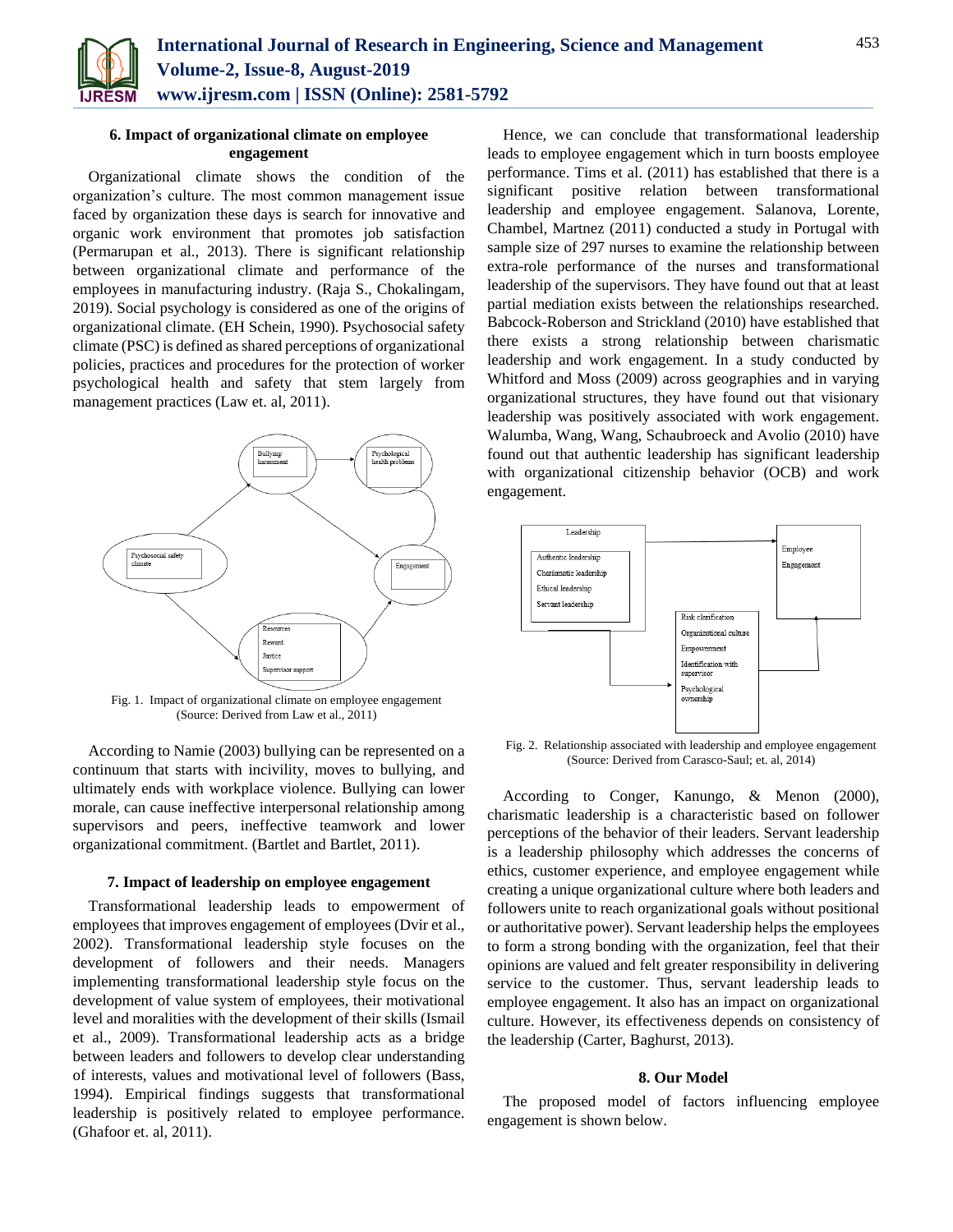### 6. Impact of organizational climate on employee engagement

Organizational climate shows the condition of the organization's culture. The most common management issue faced by organization these days is search for innovative and organic work environment that promotes job satisfaction (Permarupan et al., 2013). There is significant relationship between organizational climate and performance of the employees in manufacturing industry. (Raja S., Chokalingam, 2019). Social psychology is considered as one of the origins of organizational climate. (EH Schein, 1990). Psychosocial safety climate (PSC) is defined as shared perceptions of organizational policies, practices and procedures for the protection of worker psychological health and safety that stem largely from management practices (Law et. al, 2011).

Fig. 1. Impact of organizational climate on employee engagement (Source: Derived from Law et al., 2011)

According to Namie (2003) bullying can be represented on a continuum that starts with incivility, moves to bullying, and ultimately ends with workplace violence. Bullying can lower morale, can cause ineffective interpersonal relationship among supervisors and peers, ineffective teamwork and lower organizational commitment. (Bartlet and Bartlet, 2011).

### 7. Impact of leadership on employee engagement

Transformational leadership leads to empowerment of employees that improves engagement of employees (Dvir et al., 2002). Transformational leadership style focuses on the development of followers and their needs. Managers implementing transformational leadership style focus on the development of value system of employees, their motivational level and moralities with the development of their skills (Ismail et al., 2009). Transformational leadership acts as a bridge between leaders and followers to develop clear understanding of interests, values and motivational level of followers (Bass, 1994). Empirical findings suggests that transformational leadership is positively related to employee performance. (Ghafoor et. al, 2011).

Hence, we can conclude that transformational leadership leads to employee engagement which in turn boosts employee performance. Tims et al. (2011) has established that there is a significant positive relation between transformational leadership and employee engagement. Salanova, Lorente, Chambel, Martnez (2011) conducted a study in Portugal with sample size of 297 nurses to examine the relationship between extra-role performance of the nurses and transformational leadership of the supervisors. They have found out that at least partial mediation exists between the relationships researched. Babcock-Roberson and Strickland (2010) have established that there exists a strong relationship between charismatic leadership and work engagement. In a study conducted by Whitford and Moss (2009) across geographies and in varying organizational structures, they have found out that visionary leadership was positively associated with work engagement. Walumba, Wang, Wang, Schaubroeck and Avolio (2010) have found out that authentic leadership has significant leadership with organizational citizenship behavior (OCB) and work engagement.

Fig. 2. Relationship associated with leadership and employee engagement (Source: Derived from Carasco-Saul; et. al, 2014)

According to Conger, Kanungo, & Menon (2000), charismatic leadership is a characteristic based on follower perceptions of the behavior of their leaders. Servant leadership is a leadership philosophy which addresses the concerns of ethics, customer experience, and employee engagement while creating a unique organizational culture where both leaders and followers unite to reach organizational goals without positional or authoritative power). Servant leadership helps the employees to form a strong bonding with the organization, feel that their opinions are valued and felt greater responsibility in delivering service to the customer. Thus, servant leadership leads to employee engagement. It also has an impact on organizational culture. However, its effectiveness depends on consistency of the leadership (Carter, Baghurst, 2013).

### 8. Our Model

The proposed model of factors influencing employee engagement is shown below.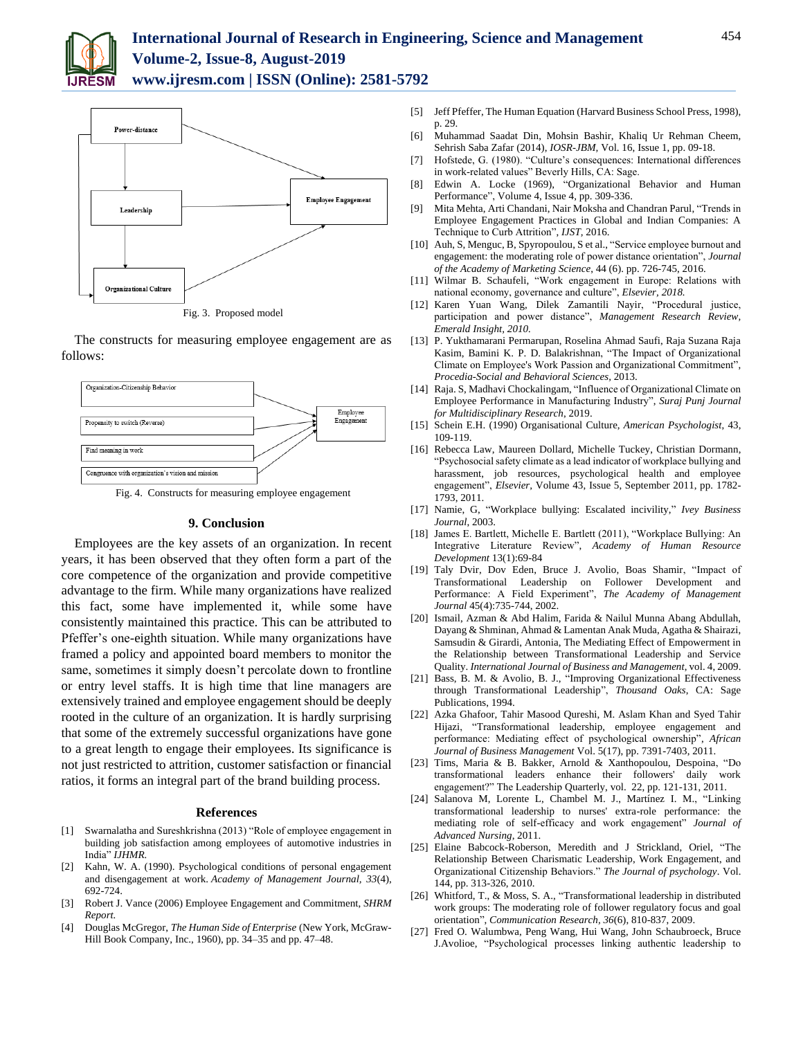Fig. 3. Proposed model

The constructs for measuring employee engagement are as follows:

Fig. 4. Constructs for measuring employee engagement

## 9. Conclusion

Employees are the key assets of an organization. In recent years, it has been observed that they often form a part of the core competence of the organization and provide competitive advantage to the firm. While many organizations have realized this fact, some have implemented it, while some have consistently maintained this practice. This can be attributed to Pfeffer's one-eighth situation. While many organizations have framed a policy and appointed board members to monitor the same, sometimes it simply doesn't percolate down to frontline or entry level staffs. It is high time that line managers are extensively trained and employee engagement should be deeply rooted in the culture of an organization. It is hardly surprising that some of the extremely successful organizations have gone to a great length to engage their employees. Its significance is not just restricted to attrition, customer satisfaction or financial ratios, it forms an integral part of the brand building process.

## References

[1] Swarnalatha and Sureshkrishna (2013) "Role of employee engagement in building job satisfaction among employees of automotive industries in India" *IJHMR.*

[2] Kahn, W. A. (1990). Psychological conditions of personal engagement and disengagement at work. *Academy of Management Journal, 33*(4), 692-724.

[3] Robert J. Vance (2006) Employee Engagement and Commitment, *SHRM Report.*

[4] Douglas McGregor, *The Human Side of Enterprise* (New York, McGraw-Hill Book Company, Inc., 1960), pp. 34–35 and pp. 47–48.

[5] Jeff Pfeffer, The Human Equation (Harvard Business School Press, 1998), p. 29.

[6] Muhammad Saadat Din, Mohsin Bashir, Khaliq Ur Rehman Cheem, Sehrish Saba Zafar (2014), *IOSR-JBM,* Vol. 16, Issue 1, pp. 09-18.

[7] Hofstede, G. (1980). "Culture's consequences: International differences in work-related values" Beverly Hills, CA: Sage.

[8] Edwin A. Locke (1969), "Organizational Behavior and Human Performance", Volume 4, Issue 4, pp. 309-336.

[9] Mita Mehta, Arti Chandani, Nair Moksha and Chandran Parul, "Trends in Employee Engagement Practices in Global and Indian Companies: A Technique to Curb Attrition", *IJST,* 2016.

[10] Auh, S, Menguc, B, Spyropoulou, S et al., "Service employee burnout and engagement: the moderating role of power distance orientation", *Journal of the Academy of Marketing Science*, 44 (6). pp. 726-745, 2016.

[11] Wilmar B. Schaufeli, "Work engagement in Europe: Relations with national economy, governance and culture", *Elsevier, 2018.*

[12] Karen Yuan Wang, Dilek Zamantili Nayir, "Procedural justice, participation and power distance", *Management Research Review, Emerald Insight, 2010.*

[13] P. Yukthamarani Permarupan, Roselina Ahmad Saufi, Raja Suzana Raja Kasim, Bamini K. P. D. Balakrishnan, "The Impact of Organizational Climate on Employee's Work Passion and Organizational Commitment", *Procedia-Social and Behavioral Sciences*, 2013.

[14] Raja. S, Madhavi Chockalingam, "Influence of Organizational Climate on Employee Performance in Manufacturing Industry", *Suraj Punj Journal for Multidisciplinary Research*, 2019.

[15] Schein E.H. (1990) Organisational Culture, *American Psychologist*, 43, 109-119.

[16] Rebecca Law, Maureen Dollard, Michelle Tuckey, Christian Dormann, "Psychosocial safety climate as a lead indicator of workplace bullying and harassment, job resources, psychological health and employee engagement", *Elsevier*, Volume 43, Issue 5, September 2011, pp. 1782-1793, 2011.

[17] Namie, G, "Workplace bullying: Escalated incivility," *Ivey Business Journal*, 2003.

[18] James E. Bartlett, Michelle E. Bartlett (2011), "Workplace Bullying: An Integrative Literature Review", *Academy of Human Resource Development* 13(1):69-84

[19] Taly Dvir, Dov Eden, Bruce J. Avolio, Boas Shamir, "Impact of Transformational Leadership on Follower Development and Performance: A Field Experiment", *The Academy of Management Journal* 45(4):735-744, 2002.

[20] Ismail, Azman & Abd Halim, Farida & Nailul Munna Abang Abdullah, Dayang & Shminan, Ahmad & Lamentan Anak Muda, Agatha & Shairazi, Samsudin & Girardi, Antonia, The Mediating Effect of Empowerment in the Relationship between Transformational Leadership and Service Quality. *International Journal of Business and Management*, vol. 4, 2009.

[21] Bass, B. M. & Avolio, B. J., "Improving Organizational Effectiveness through Transformational Leadership", *Thousand Oaks*, CA: Sage Publications, 1994.

[22] Azka Ghafoor, Tahir Masood Qureshi, M. Aslam Khan and Syed Tahir Hijazi, "Transformational leadership, employee engagement and performance: Mediating effect of psychological ownership", *African Journal of Business Management* Vol. 5(17), pp. 7391-7403, 2011.

[23] Tims, Maria & B. Bakker, Arnold & Xanthopoulou, Despoina, "Do transformational leaders enhance their followers' daily work engagement?" The Leadership Quarterly, vol. 22, pp. 121-131, 2011.

[24] Salanova M, Lorente L, Chambel M. J., Martínez I. M., "Linking transformational leadership to nurses' extra-role performance: the mediating role of self-efficacy and work engagement" *Journal of Advanced Nursing*, 2011.

[25] Elaine Babcock-Roberson, Meredith and J Strickland, Oriel, "The Relationship Between Charismatic Leadership, Work Engagement, and Organizational Citizenship Behaviors." *The Journal of psychology*. Vol. 144, pp. 313-326, 2010.

[26] Whitford, T., & Moss, S. A., "Transformational leadership in distributed work groups: The moderating role of follower regulatory focus and goal orientation", *Communication Research, 36*(6), 810-837, 2009.

[27] Fred O. Walumbwa, Peng Wang, Hui Wang, John Schaubroeck, Bruce J.Avolioe, "Psychological processes linking authentic leadership to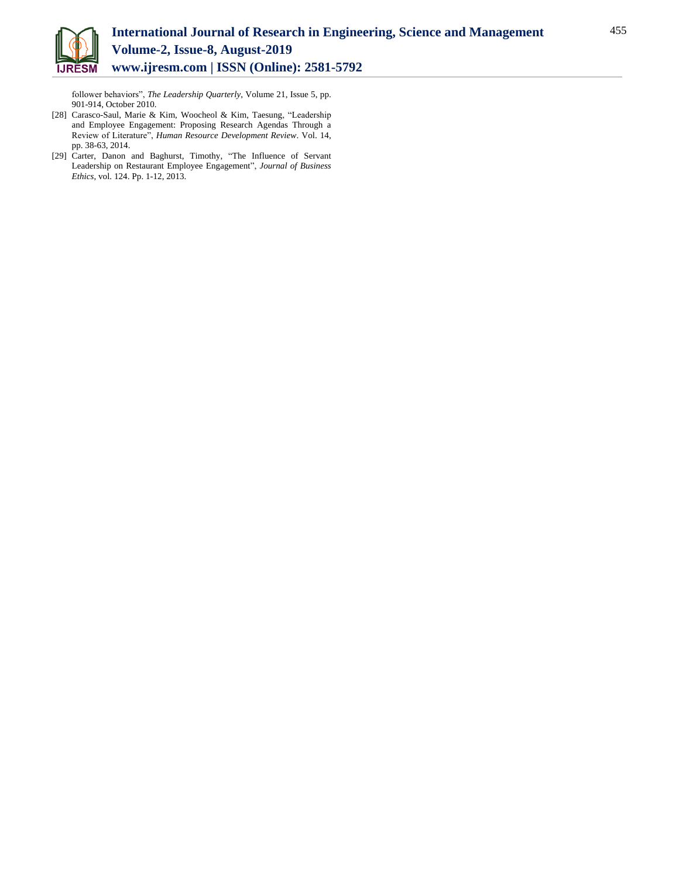follower behaviors", *The Leadership Quarterly*, Volume 21, Issue 5, pp. 901-914, October 2010.

[28] Carasco-Saul, Marie & Kim, Woocheol & Kim, Taesung, "Leadership and Employee Engagement: Proposing Research Agendas Through a Review of Literature", *Human Resource Development Review*. Vol. 14, pp. 38-63, 2014.

[29] Carter, Danon and Baghurst, Timothy, "The Influence of Servant Leadership on Restaurant Employee Engagement", *Journal of Business Ethics*, vol. 124. Pp. 1-12, 2013.